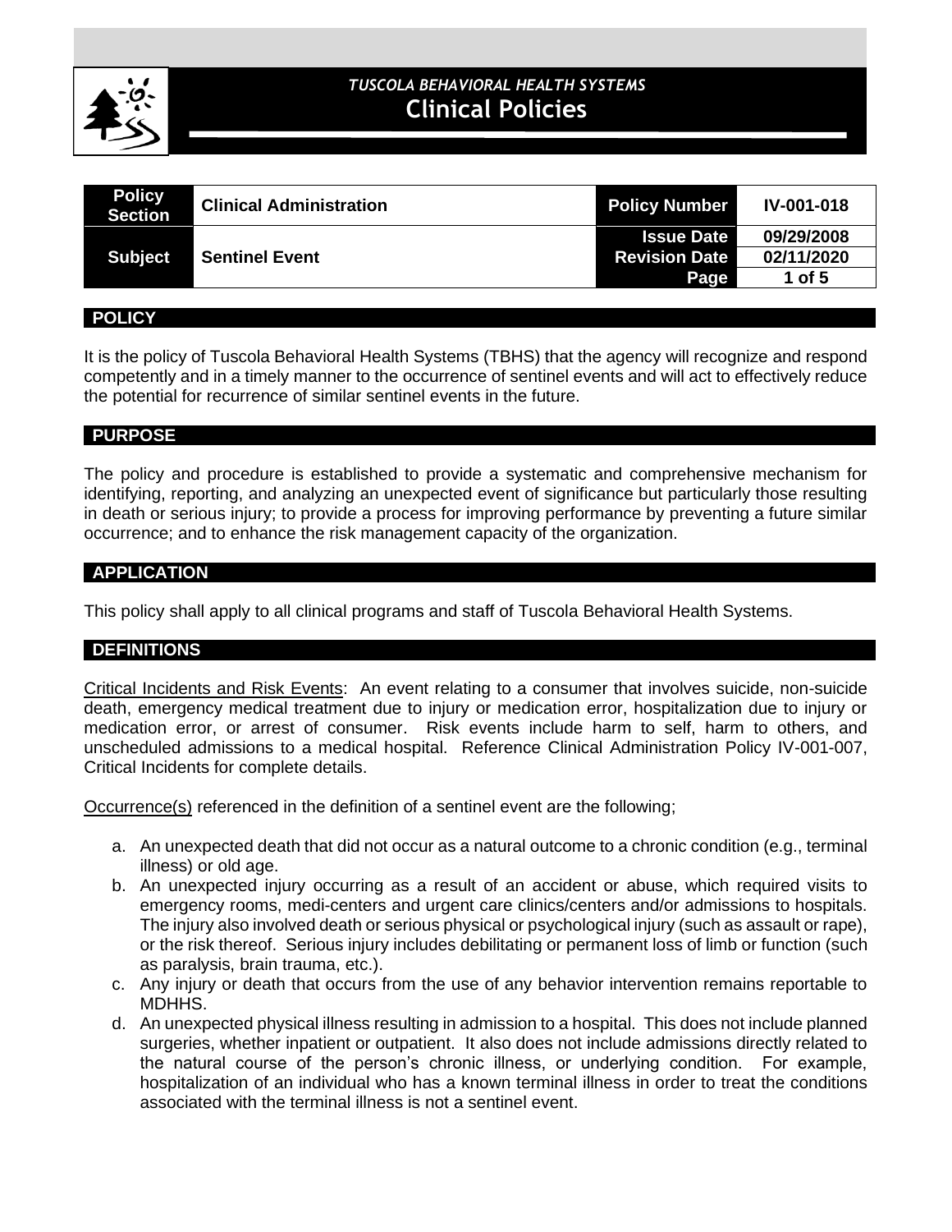*TUSCOLA BEHAVIORAL HEALTH SYSTEMS*

# Clinical Policies

| Policy Section | Clinical Administration | Policy Number | IV-001-018 |
|---|---|---|---|
| Subject | Sentinel Event | Issue Date | 09/29/2008 |
| | | Revision Date | 02/11/2020 |
| | | Page | 1 of 5 |

## POLICY

It is the policy of Tuscola Behavioral Health Systems (TBHS) that the agency will recognize and respond competently and in a timely manner to the occurrence of sentinel events and will act to effectively reduce the potential for recurrence of similar sentinel events in the future.

## PURPOSE

The policy and procedure is established to provide a systematic and comprehensive mechanism for identifying, reporting, and analyzing an unexpected event of significance but particularly those resulting in death or serious injury; to provide a process for improving performance by preventing a future similar occurrence; and to enhance the risk management capacity of the organization.

## APPLICATION

This policy shall apply to all clinical programs and staff of Tuscola Behavioral Health Systems.

## DEFINITIONS

Critical Incidents and Risk Events: An event relating to a consumer that involves suicide, non-suicide death, emergency medical treatment due to injury or medication error, hospitalization due to injury or medication error, or arrest of consumer. Risk events include harm to self, harm to others, and unscheduled admissions to a medical hospital. Reference Clinical Administration Policy IV-001-007, Critical Incidents for complete details.

Occurrence(s) referenced in the definition of a sentinel event are the following;

a. An unexpected death that did not occur as a natural outcome to a chronic condition (e.g., terminal illness) or old age.
b. An unexpected injury occurring as a result of an accident or abuse, which required visits to emergency rooms, medi-centers and urgent care clinics/centers and/or admissions to hospitals. The injury also involved death or serious physical or psychological injury (such as assault or rape), or the risk thereof. Serious injury includes debilitating or permanent loss of limb or function (such as paralysis, brain trauma, etc.).
c. Any injury or death that occurs from the use of any behavior intervention remains reportable to MDHHS.
d. An unexpected physical illness resulting in admission to a hospital. This does not include planned surgeries, whether inpatient or outpatient. It also does not include admissions directly related to the natural course of the person's chronic illness, or underlying condition. For example, hospitalization of an individual who has a known terminal illness in order to treat the conditions associated with the terminal illness is not a sentinel event.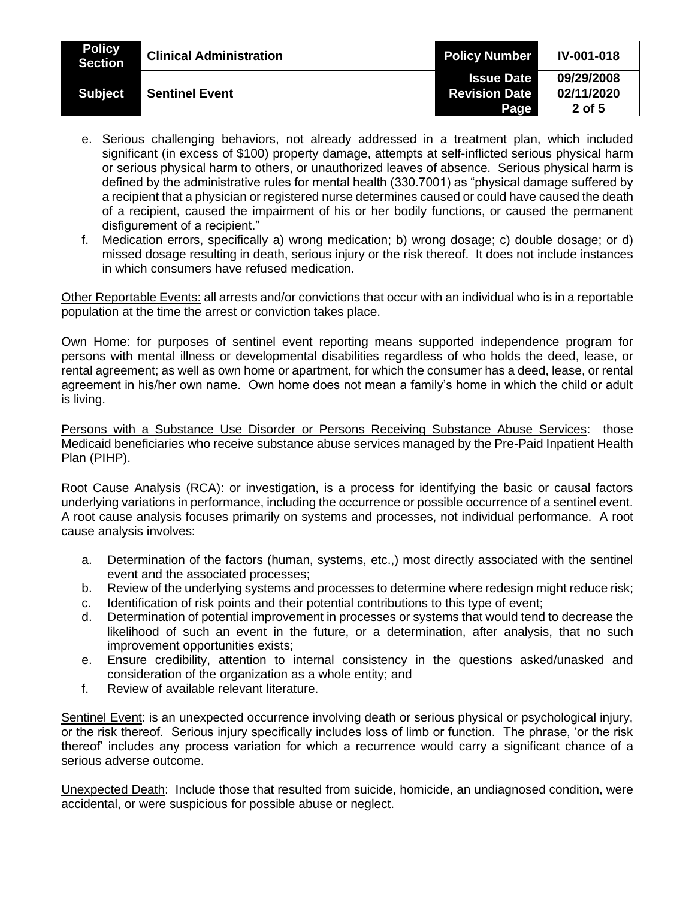e. Serious challenging behaviors, not already addressed in a treatment plan, which included significant (in excess of $100) property damage, attempts at self-inflicted serious physical harm or serious physical harm to others, or unauthorized leaves of absence. Serious physical harm is defined by the administrative rules for mental health (330.7001) as "physical damage suffered by a recipient that a physician or registered nurse determines caused or could have caused the death of a recipient, caused the impairment of his or her bodily functions, or caused the permanent disfigurement of a recipient."
f. Medication errors, specifically a) wrong medication; b) wrong dosage; c) double dosage; or d) missed dosage resulting in death, serious injury or the risk thereof. It does not include instances in which consumers have refused medication.

<u>Other Reportable Events:</u> all arrests and/or convictions that occur with an individual who is in a reportable population at the time the arrest or conviction takes place.

<u>Own Home</u>: for purposes of sentinel event reporting means supported independence program for persons with mental illness or developmental disabilities regardless of who holds the deed, lease, or rental agreement; as well as own home or apartment, for which the consumer has a deed, lease, or rental agreement in his/her own name. Own home does not mean a family's home in which the child or adult is living.

<u>Persons with a Substance Use Disorder or Persons Receiving Substance Abuse Services</u>: those Medicaid beneficiaries who receive substance abuse services managed by the Pre-Paid Inpatient Health Plan (PIHP).

<u>Root Cause Analysis (RCA):</u> or investigation, is a process for identifying the basic or causal factors underlying variations in performance, including the occurrence or possible occurrence of a sentinel event. A root cause analysis focuses primarily on systems and processes, not individual performance. A root cause analysis involves:

a. Determination of the factors (human, systems, etc.,) most directly associated with the sentinel event and the associated processes;
b. Review of the underlying systems and processes to determine where redesign might reduce risk;
c. Identification of risk points and their potential contributions to this type of event;
d. Determination of potential improvement in processes or systems that would tend to decrease the likelihood of such an event in the future, or a determination, after analysis, that no such improvement opportunities exists;
e. Ensure credibility, attention to internal consistency in the questions asked/unasked and consideration of the organization as a whole entity; and
f. Review of available relevant literature.

<u>Sentinel Event</u>: is an unexpected occurrence involving death or serious physical or psychological injury, or the risk thereof. Serious injury specifically includes loss of limb or function. The phrase, 'or the risk thereof' includes any process variation for which a recurrence would carry a significant chance of a serious adverse outcome.

<u>Unexpected Death</u>: Include those that resulted from suicide, homicide, an undiagnosed condition, were accidental, or were suspicious for possible abuse or neglect.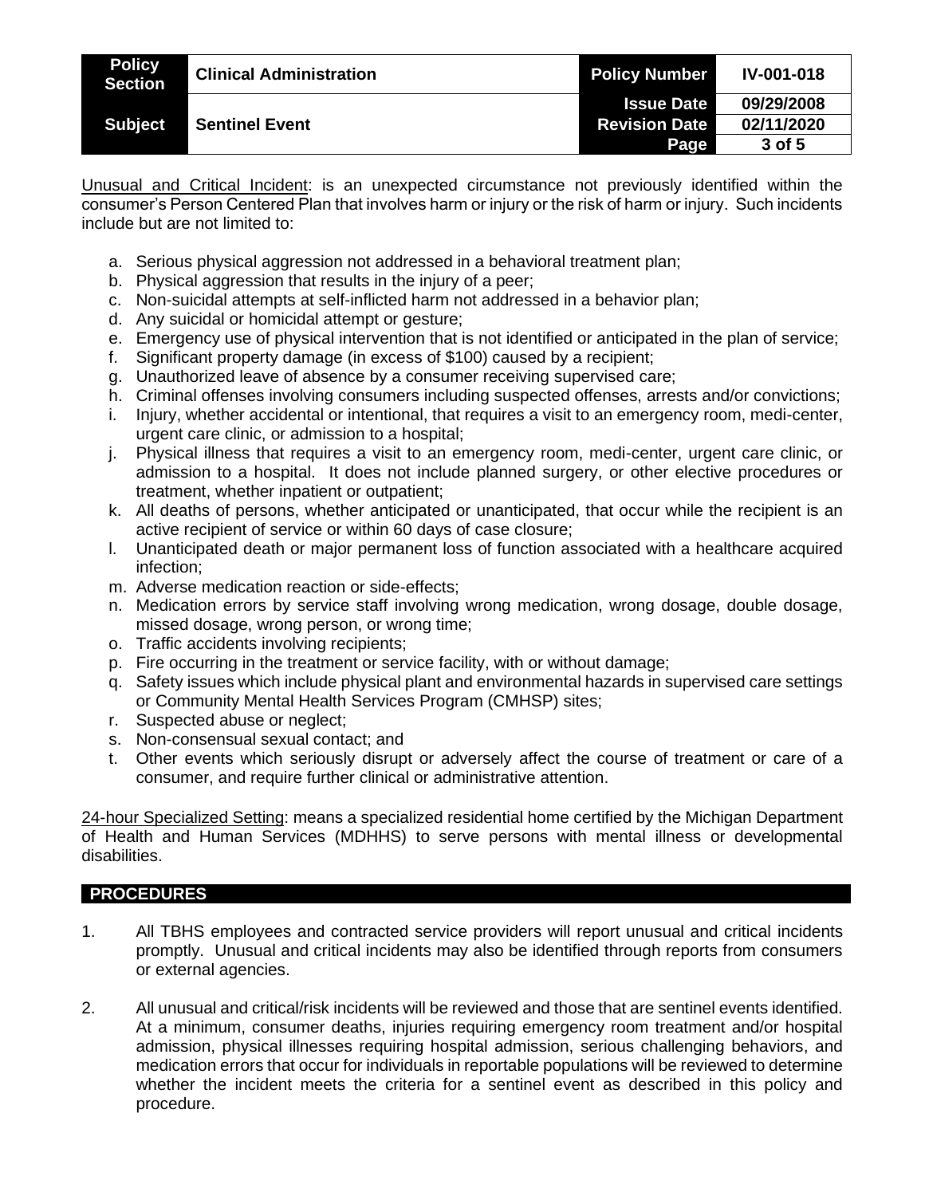Unusual and Critical Incident: is an unexpected circumstance not previously identified within the consumer's Person Centered Plan that involves harm or injury or the risk of harm or injury. Such incidents include but are not limited to:

a. Serious physical aggression not addressed in a behavioral treatment plan;
b. Physical aggression that results in the injury of a peer;
c. Non-suicidal attempts at self-inflicted harm not addressed in a behavior plan;
d. Any suicidal or homicidal attempt or gesture;
e. Emergency use of physical intervention that is not identified or anticipated in the plan of service;
f. Significant property damage (in excess of $100) caused by a recipient;
g. Unauthorized leave of absence by a consumer receiving supervised care;
h. Criminal offenses involving consumers including suspected offenses, arrests and/or convictions;
i. Injury, whether accidental or intentional, that requires a visit to an emergency room, medi-center, urgent care clinic, or admission to a hospital;
j. Physical illness that requires a visit to an emergency room, medi-center, urgent care clinic, or admission to a hospital. It does not include planned surgery, or other elective procedures or treatment, whether inpatient or outpatient;
k. All deaths of persons, whether anticipated or unanticipated, that occur while the recipient is an active recipient of service or within 60 days of case closure;
l. Unanticipated death or major permanent loss of function associated with a healthcare acquired infection;
m. Adverse medication reaction or side-effects;
n. Medication errors by service staff involving wrong medication, wrong dosage, double dosage, missed dosage, wrong person, or wrong time;
o. Traffic accidents involving recipients;
p. Fire occurring in the treatment or service facility, with or without damage;
q. Safety issues which include physical plant and environmental hazards in supervised care settings or Community Mental Health Services Program (CMHSP) sites;
r. Suspected abuse or neglect;
s. Non-consensual sexual contact; and
t. Other events which seriously disrupt or adversely affect the course of treatment or care of a consumer, and require further clinical or administrative attention.

24-hour Specialized Setting: means a specialized residential home certified by the Michigan Department of Health and Human Services (MDHHS) to serve persons with mental illness or developmental disabilities.

## PROCEDURES

1. All TBHS employees and contracted service providers will report unusual and critical incidents promptly. Unusual and critical incidents may also be identified through reports from consumers or external agencies.

2. All unusual and critical/risk incidents will be reviewed and those that are sentinel events identified. At a minimum, consumer deaths, injuries requiring emergency room treatment and/or hospital admission, physical illnesses requiring hospital admission, serious challenging behaviors, and medication errors that occur for individuals in reportable populations will be reviewed to determine whether the incident meets the criteria for a sentinel event as described in this policy and procedure.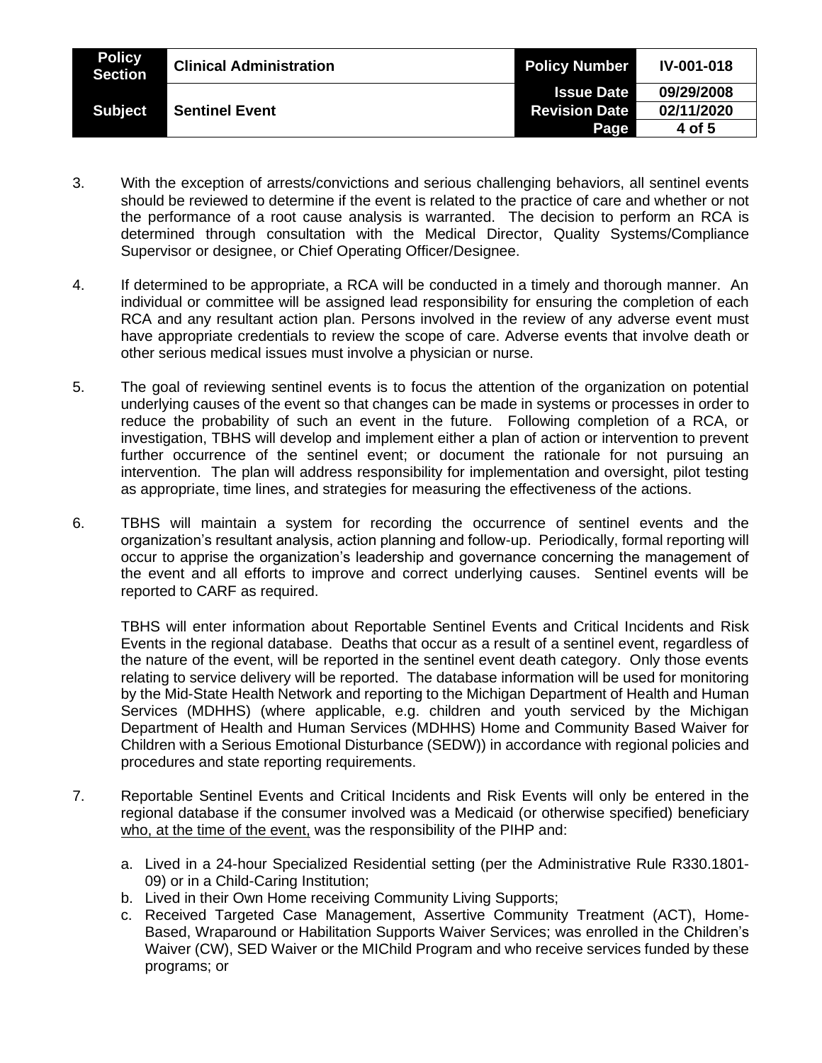3. With the exception of arrests/convictions and serious challenging behaviors, all sentinel events should be reviewed to determine if the event is related to the practice of care and whether or not the performance of a root cause analysis is warranted. The decision to perform an RCA is determined through consultation with the Medical Director, Quality Systems/Compliance Supervisor or designee, or Chief Operating Officer/Designee.

4. If determined to be appropriate, a RCA will be conducted in a timely and thorough manner. An individual or committee will be assigned lead responsibility for ensuring the completion of each RCA and any resultant action plan. Persons involved in the review of any adverse event must have appropriate credentials to review the scope of care. Adverse events that involve death or other serious medical issues must involve a physician or nurse.

5. The goal of reviewing sentinel events is to focus the attention of the organization on potential underlying causes of the event so that changes can be made in systems or processes in order to reduce the probability of such an event in the future. Following completion of a RCA, or investigation, TBHS will develop and implement either a plan of action or intervention to prevent further occurrence of the sentinel event; or document the rationale for not pursuing an intervention. The plan will address responsibility for implementation and oversight, pilot testing as appropriate, time lines, and strategies for measuring the effectiveness of the actions.

6. TBHS will maintain a system for recording the occurrence of sentinel events and the organization's resultant analysis, action planning and follow-up. Periodically, formal reporting will occur to apprise the organization's leadership and governance concerning the management of the event and all efforts to improve and correct underlying causes. Sentinel events will be reported to CARF as required.

   TBHS will enter information about Reportable Sentinel Events and Critical Incidents and Risk Events in the regional database. Deaths that occur as a result of a sentinel event, regardless of the nature of the event, will be reported in the sentinel event death category. Only those events relating to service delivery will be reported. The database information will be used for monitoring by the Mid-State Health Network and reporting to the Michigan Department of Health and Human Services (MDHHS) (where applicable, e.g. children and youth serviced by the Michigan Department of Health and Human Services (MDHHS) Home and Community Based Waiver for Children with a Serious Emotional Disturbance (SEDW)) in accordance with regional policies and procedures and state reporting requirements.

7. Reportable Sentinel Events and Critical Incidents and Risk Events will only be entered in the regional database if the consumer involved was a Medicaid (or otherwise specified) beneficiary <u>who, at the time of the event,</u> was the responsibility of the PIHP and:

   a. Lived in a 24-hour Specialized Residential setting (per the Administrative Rule R330.1801-09) or in a Child-Caring Institution;
   b. Lived in their Own Home receiving Community Living Supports;
   c. Received Targeted Case Management, Assertive Community Treatment (ACT), Home-Based, Wraparound or Habilitation Supports Waiver Services; was enrolled in the Children's Waiver (CW), SED Waiver or the MIChild Program and who receive services funded by these programs; or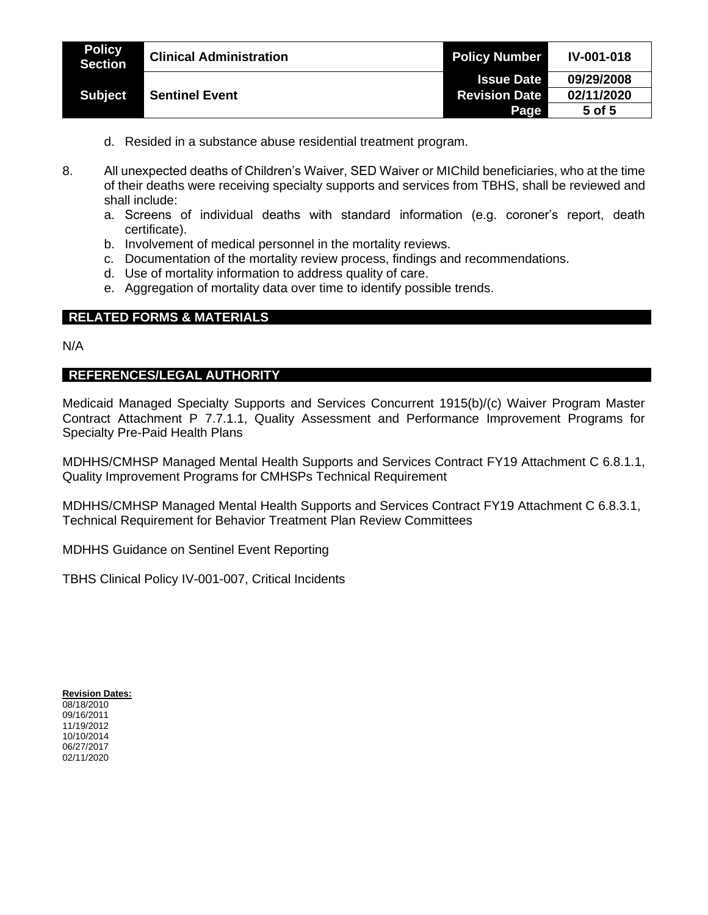d. Resided in a substance abuse residential treatment program.

8. All unexpected deaths of Children's Waiver, SED Waiver or MIChild beneficiaries, who at the time of their deaths were receiving specialty supports and services from TBHS, shall be reviewed and shall include:
   a. Screens of individual deaths with standard information (e.g. coroner's report, death certificate).
   b. Involvement of medical personnel in the mortality reviews.
   c. Documentation of the mortality review process, findings and recommendations.
   d. Use of mortality information to address quality of care.
   e. Aggregation of mortality data over time to identify possible trends.

## RELATED FORMS & MATERIALS

N/A

## REFERENCES/LEGAL AUTHORITY

Medicaid Managed Specialty Supports and Services Concurrent 1915(b)/(c) Waiver Program Master Contract Attachment P 7.7.1.1, Quality Assessment and Performance Improvement Programs for Specialty Pre-Paid Health Plans

MDHHS/CMHSP Managed Mental Health Supports and Services Contract FY19 Attachment C 6.8.1.1, Quality Improvement Programs for CMHSPs Technical Requirement

MDHHS/CMHSP Managed Mental Health Supports and Services Contract FY19 Attachment C 6.8.3.1, Technical Requirement for Behavior Treatment Plan Review Committees

MDHHS Guidance on Sentinel Event Reporting

TBHS Clinical Policy IV-001-007, Critical Incidents

**Revision Dates:**
08/18/2010
09/16/2011
11/19/2012
10/10/2014
06/27/2017
02/11/2020